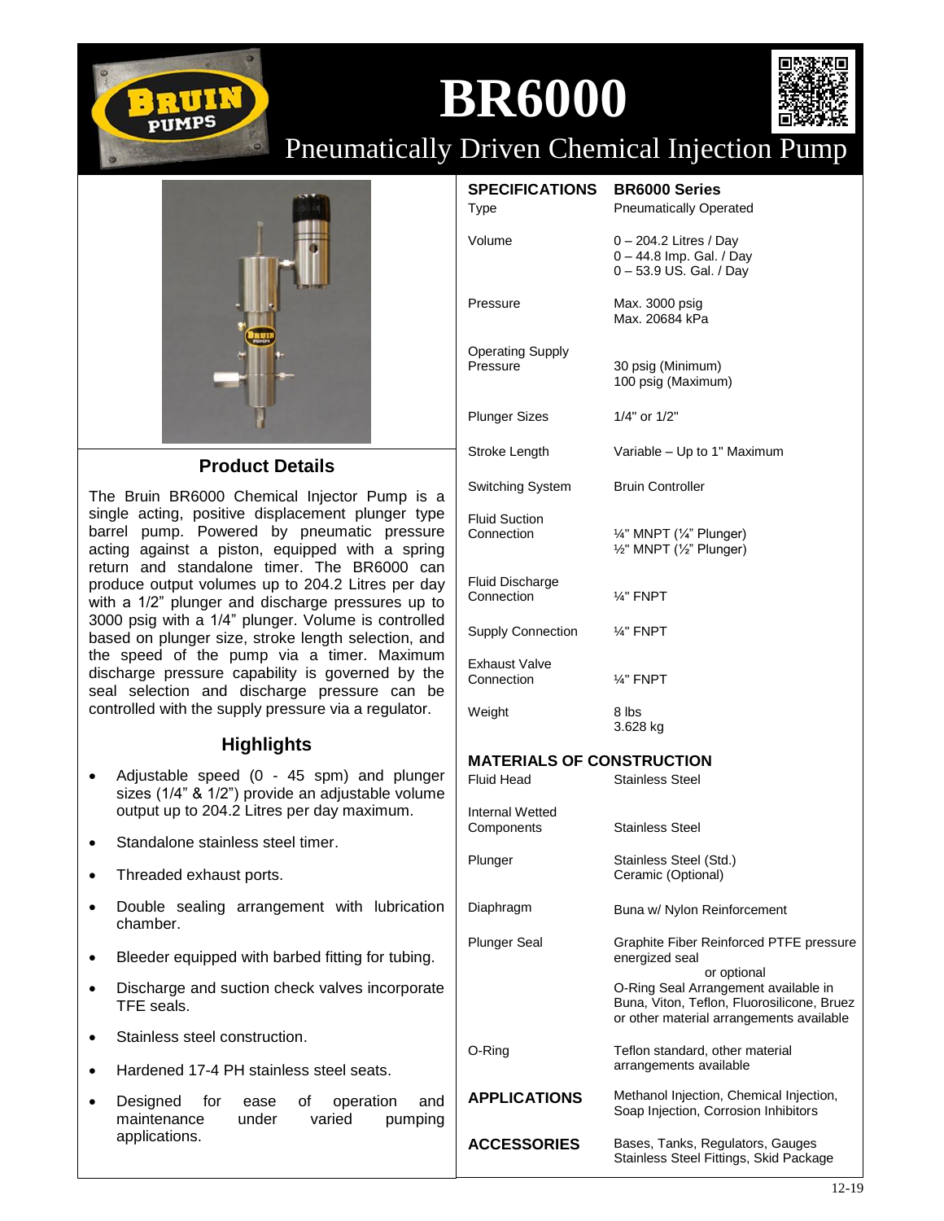# BR6000

## Pneumatically Driven Chemical Injection Pump

### Product Details

The Bruin BR6000 Chemical Injector Pump is a single acting, positive displacement plunger type barrel pump. Powered by pneumatic pressure acting against a piston, equipped with a spring return and standalone timer. The BR6000 can produce output volumes up to 204.2 Litres per day with a 1/2" plunger and discharge pressures up to 3000 psig with a 1/4" plunger. Volume is controlled based on plunger size, stroke length selection, and the speed of the pump via a timer. Maximum discharge pressure capability is governed by the seal selection and discharge pressure can be controlled with the supply pressure via a regulator.

### Highlights

- Adjustable speed (0 - 45 spm) and plunger sizes (1/4" & 1/2") provide an adjustable volume output up to 204.2 Litres per day maximum.
- Standalone stainless steel timer.
- Threaded exhaust ports.
- Double sealing arrangement with lubrication chamber.
- Bleeder equipped with barbed fitting for tubing.
- Discharge and suction check valves incorporate TFE seals.
- Stainless steel construction.
- Hardened 17-4 PH stainless steel seats.
- Designed for ease of operation and maintenance under varied pumping applications.

| SPECIFICATIONS | BR6000 Series |
|---|---|
| Type | Pneumatically Operated |
| Volume | 0 – 204.2 Litres / Day<br>0 – 44.8 Imp. Gal. / Day<br>0 – 53.9 US. Gal. / Day |
| Pressure | Max. 3000 psig<br>Max. 20684 kPa |
| Operating Supply Pressure | 30 psig (Minimum)<br>100 psig (Maximum) |
| Plunger Sizes | 1/4" or 1/2" |
| Stroke Length | Variable – Up to 1" Maximum |
| Switching System | Bruin Controller |
| Fluid Suction Connection | ¼" MNPT (¼" Plunger)<br>½" MNPT (½" Plunger) |
| Fluid Discharge Connection | ¼" FNPT |
| Supply Connection | ¼" FNPT |
| Exhaust Valve Connection | ¼" FNPT |
| Weight | 8 lbs<br>3.628 kg |

| MATERIALS OF CONSTRUCTION | |
|---|---|
| Fluid Head | Stainless Steel |
| Internal Wetted Components | Stainless Steel |
| Plunger | Stainless Steel (Std.)<br>Ceramic (Optional) |
| Diaphragm | Buna w/ Nylon Reinforcement |
| Plunger Seal | Graphite Fiber Reinforced PTFE pressure energized seal<br>or optional<br>O-Ring Seal Arrangement available in Buna, Viton, Teflon, Fluorosilicone, Bruez or other material arrangements available |
| O-Ring | Teflon standard, other material arrangements available |

| | |
|---|---|
| **APPLICATIONS** | Methanol Injection, Chemical Injection, Soap Injection, Corrosion Inhibitors |
| **ACCESSORIES** | Bases, Tanks, Regulators, Gauges<br>Stainless Steel Fittings, Skid Package |

12-19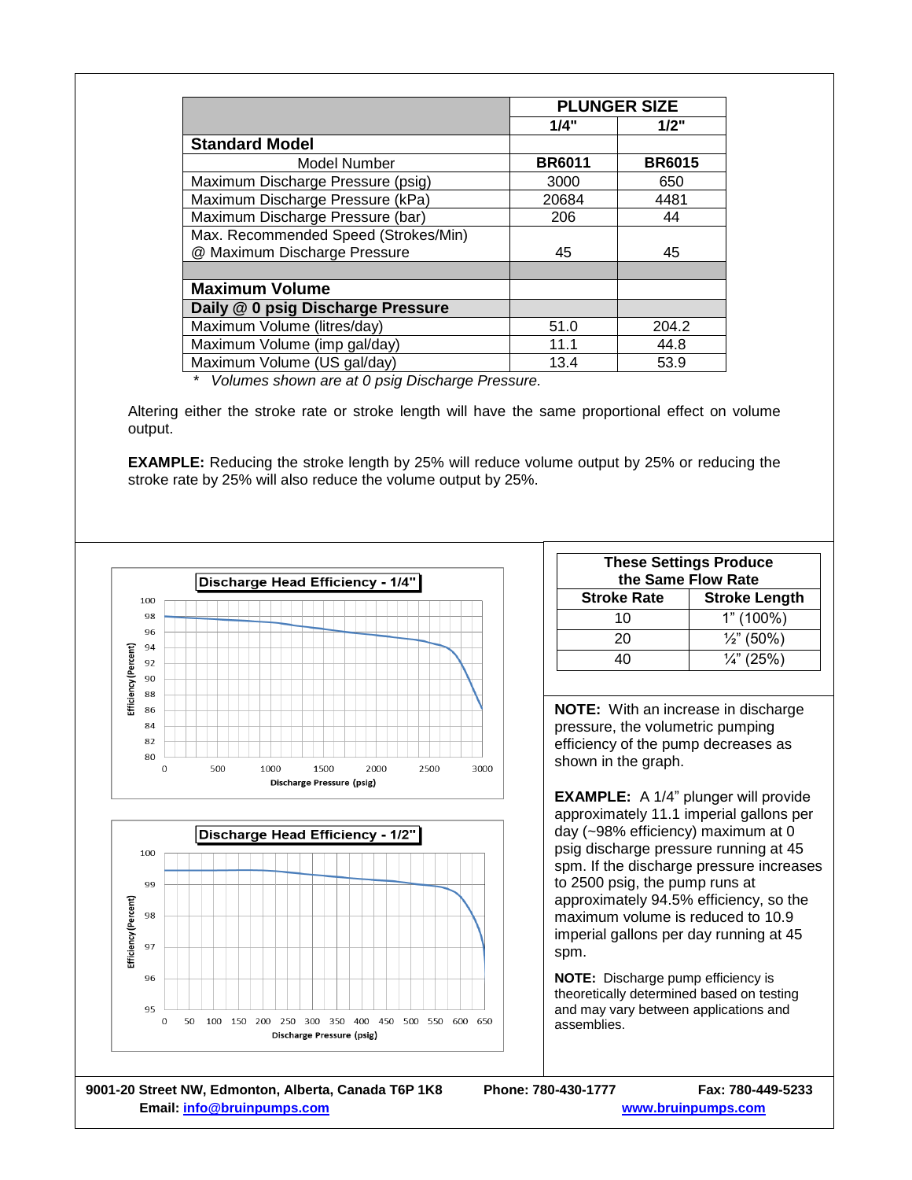| | PLUNGER SIZE | |
|---|---|---|
| | 1/4" | 1/2" |
| **Standard Model** | | |
| Model Number | **BR6011** | **BR6015** |
| Maximum Discharge Pressure (psig) | 3000 | 650 |
| Maximum Discharge Pressure (kPa) | 20684 | 4481 |
| Maximum Discharge Pressure (bar) | 206 | 44 |
| Max. Recommended Speed (Strokes/Min) @ Maximum Discharge Pressure | 45 | 45 |
| | | |
| **Maximum Volume** | | |
| **Daily @ 0 psig Discharge Pressure** | | |
| Maximum Volume (litres/day) | 51.0 | 204.2 |
| Maximum Volume (imp gal/day) | 11.1 | 44.8 |
| Maximum Volume (US gal/day) | 13.4 | 53.9 |

\* *Volumes shown are at 0 psig Discharge Pressure.*

Altering either the stroke rate or stroke length will have the same proportional effect on volume output.

**EXAMPLE:** Reducing the stroke length by 25% will reduce volume output by 25% or reducing the stroke rate by 25% will also reduce the volume output by 25%.

**Discharge Head Efficiency - 1/4"**

Efficiency (Percent)

100
98
96
94
92
90
88
86
84
82
80

0 500 1000 1500 2000 2500 3000

Discharge Pressure (psig)

**Discharge Head Efficiency - 1/2"**

Efficiency (Percent)

100
99
98
97
96
95

0 50 100 150 200 250 300 350 400 450 500 550 600 650

Discharge Pressure (psig)

| These Settings Produce the Same Flow Rate | |
|---|---|
| **Stroke Rate** | **Stroke Length** |
| 10 | 1" (100%) |
| 20 | ½" (50%) |
| 40 | ¼" (25%) |

**NOTE:** With an increase in discharge pressure, the volumetric pumping efficiency of the pump decreases as shown in the graph.

**EXAMPLE:** A 1/4" plunger will provide approximately 11.1 imperial gallons per day (~98% efficiency) maximum at 0 psig discharge pressure running at 45 spm. If the discharge pressure increases to 2500 psig, the pump runs at approximately 94.5% efficiency, so the maximum volume is reduced to 10.9 imperial gallons per day running at 45 spm.

**NOTE:** Discharge pump efficiency is theoretically determined based on testing and may vary between applications and assemblies.

**9001-20 Street NW, Edmonton, Alberta, Canada T6P 1K8** **Phone: 780-430-1777** **Fax: 780-449-5233**
**Email: info@bruinpumps.com** **www.bruinpumps.com**